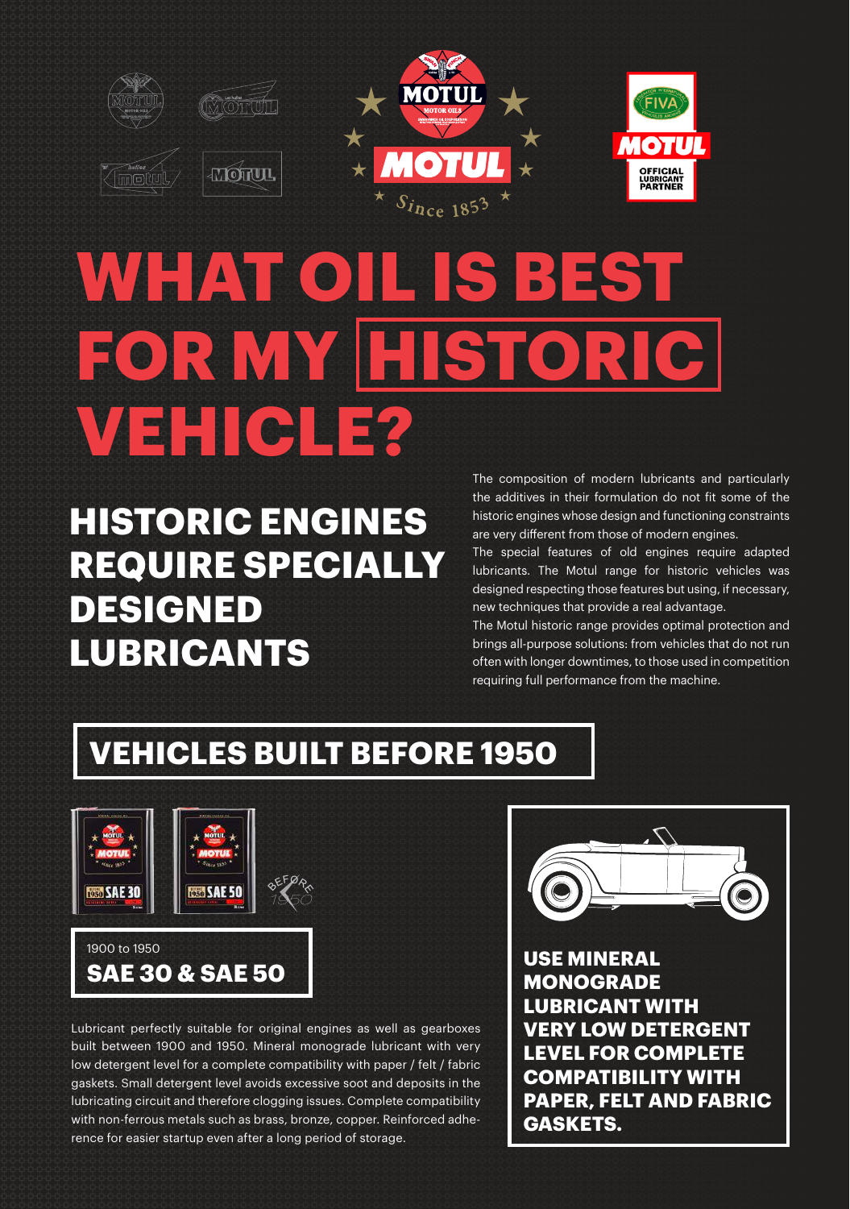# WHAT OIL IS BEST FOR MY HISTORIC VEHICLE?

## HISTORIC ENGINES REQUIRE SPECIALLY DESIGNED LUBRICANTS

The composition of modern lubricants and particularly the additives in their formulation do not fit some of the historic engines whose design and functioning constraints are very different from those of modern engines.

The special features of old engines require adapted lubricants. The Motul range for historic vehicles was designed respecting those features but using, if necessary, new techniques that provide a real advantage.

The Motul historic range provides optimal protection and brings all-purpose solutions: from vehicles that do not run often with longer downtimes, to those used in competition requiring full performance from the machine.

## VEHICLES BUILT BEFORE 1950

1900 to 1950

### SAE 30 & SAE 50

Lubricant perfectly suitable for original engines as well as gearboxes built between 1900 and 1950. Mineral monograde lubricant with very low detergent level for a complete compatibility with paper / felt / fabric gaskets. Small detergent level avoids excessive soot and deposits in the lubricating circuit and therefore clogging issues. Complete compatibility with non-ferrous metals such as brass, bronze, copper. Reinforced adherence for easier startup even after a long period of storage.

**USE MINERAL MONOGRADE LUBRICANT WITH VERY LOW DETERGENT LEVEL FOR COMPLETE COMPATIBILITY WITH PAPER, FELT AND FABRIC GASKETS.**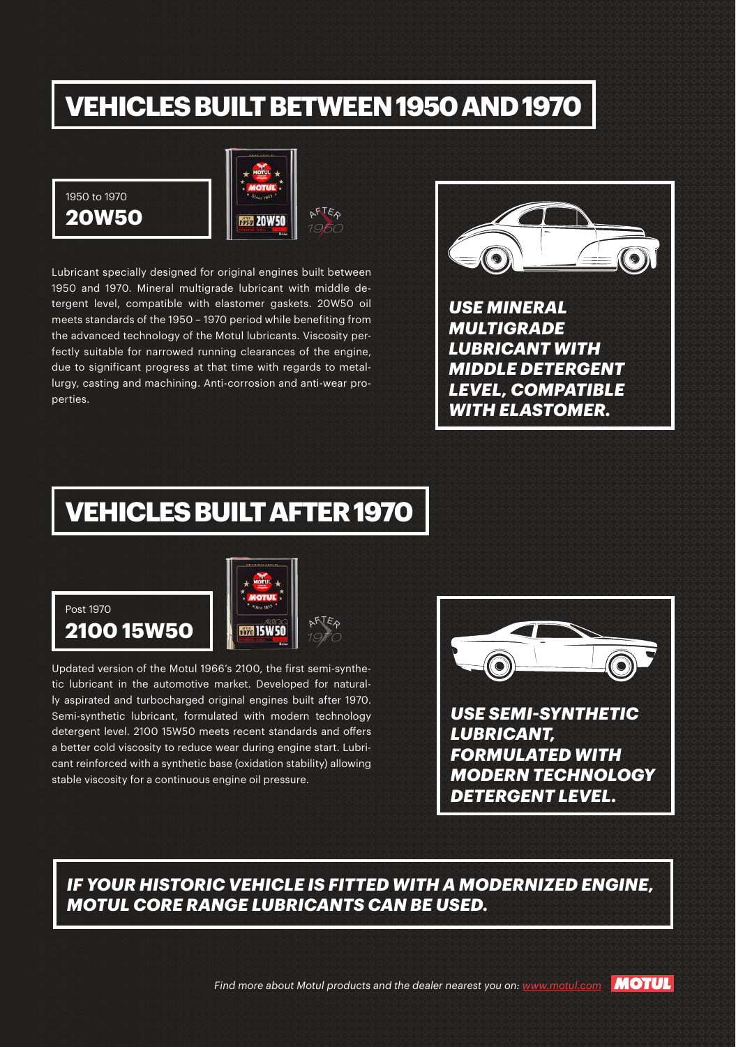# VEHICLES BUILT BETWEEN 1950 AND 1970

1950 to 1970
**20W50**

Lubricant specially designed for original engines built between 1950 and 1970. Mineral multigrade lubricant with middle detergent level, compatible with elastomer gaskets. 20W50 oil meets standards of the 1950 – 1970 period while benefiting from the advanced technology of the Motul lubricants. Viscosity perfectly suitable for narrowed running clearances of the engine, due to significant progress at that time with regards to metallurgy, casting and machining. Anti-corrosion and anti-wear properties.

***USE MINERAL MULTIGRADE LUBRICANT WITH MIDDLE DETERGENT LEVEL, COMPATIBLE WITH ELASTOMER.***

# VEHICLES BUILT AFTER 1970

Post 1970
**2100 15W50**

Updated version of the Motul 1966's 2100, the first semi-synthetic lubricant in the automotive market. Developed for naturally aspirated and turbocharged original engines built after 1970. Semi-synthetic lubricant, formulated with modern technology detergent level. 2100 15W50 meets recent standards and offers a better cold viscosity to reduce wear during engine start. Lubricant reinforced with a synthetic base (oxidation stability) allowing stable viscosity for a continuous engine oil pressure.

***USE SEMI-SYNTHETIC LUBRICANT, FORMULATED WITH MODERN TECHNOLOGY DETERGENT LEVEL.***

***IF YOUR HISTORIC VEHICLE IS FITTED WITH A MODERNIZED ENGINE, MOTUL CORE RANGE LUBRICANTS CAN BE USED.***

*Find more about Motul products and the dealer nearest you on: www.motul.com*